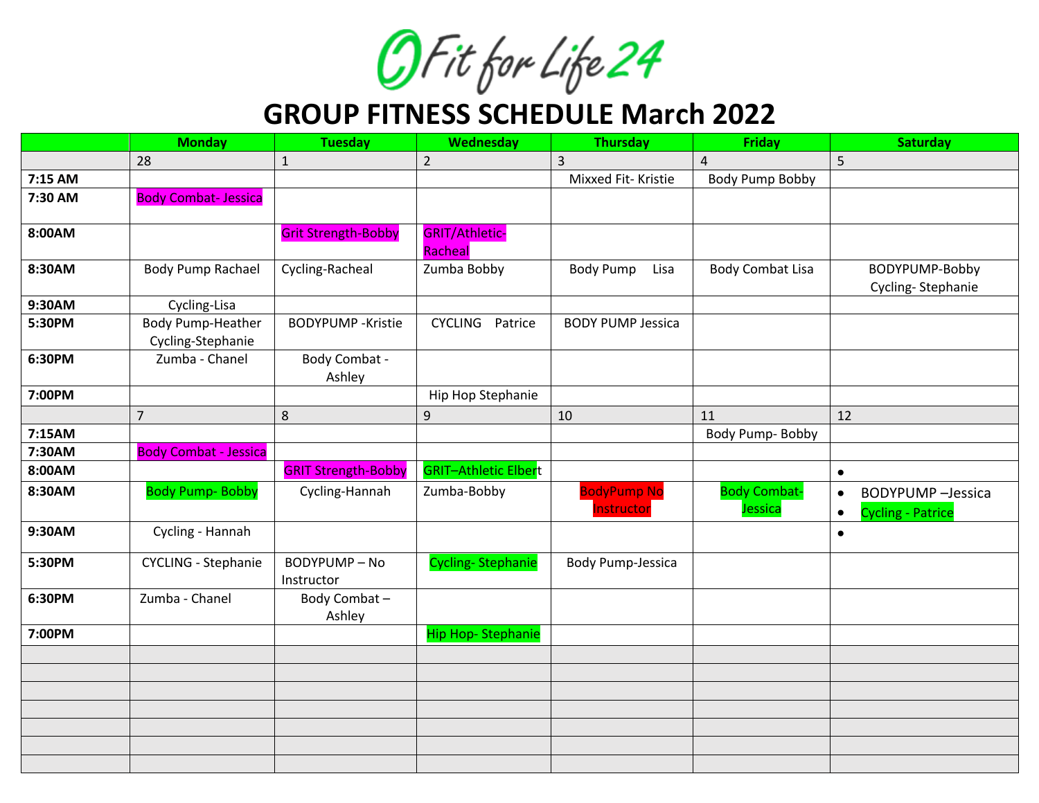# Fit for Life 24

# GROUP FITNESS SCHEDULE March 2022

| | Monday | Tuesday | Wednesday | Thursday | Friday | Saturday |
|---|---|---|---|---|---|---|
| | 28 | 1 | 2 | 3 | 4 | 5 |
| 7:15 AM | | | | Mixxed Fit- Kristie | Body Pump Bobby | |
| 7:30 AM | Body Combat- Jessica | | | | | |
| 8:00AM | | Grit Strength-Bobby | GRIT/Athletic-Racheal | | | |
| 8:30AM | Body Pump Rachael | Cycling-Racheal | Zumba Bobby | Body Pump Lisa | Body Combat Lisa | BODYPUMP-Bobby<br>Cycling- Stephanie |
| 9:30AM | Cycling-Lisa | | | | | |
| 5:30PM | Body Pump-Heather<br>Cycling-Stephanie | BODYPUMP -Kristie | CYCLING Patrice | BODY PUMP Jessica | | |
| 6:30PM | Zumba - Chanel | Body Combat - Ashley | | | | |
| 7:00PM | | | Hip Hop Stephanie | | | |
| | 7 | 8 | 9 | 10 | 11 | 12 |
| 7:15AM | | | | | Body Pump- Bobby | |
| 7:30AM | Body Combat - Jessica | | | | | |
| 8:00AM | | GRIT Strength-Bobby | GRIT–Athletic Elbert | | | • |
| 8:30AM | Body Pump- Bobby | Cycling-Hannah | Zumba-Bobby | BodyPump No Instructor | Body Combat-Jessica | • BODYPUMP –Jessica<br>• Cycling - Patrice |
| 9:30AM | Cycling - Hannah | | | | | • |
| 5:30PM | CYCLING - Stephanie | BODYPUMP – No Instructor | Cycling- Stephanie | Body Pump-Jessica | | |
| 6:30PM | Zumba - Chanel | Body Combat – Ashley | | | | |
| 7:00PM | | | Hip Hop- Stephanie | | | |
| | | | | | | |
| | | | | | | |
| | | | | | | |
| | | | | | | |
| | | | | | | |
| | | | | | | |
| | | | | | | |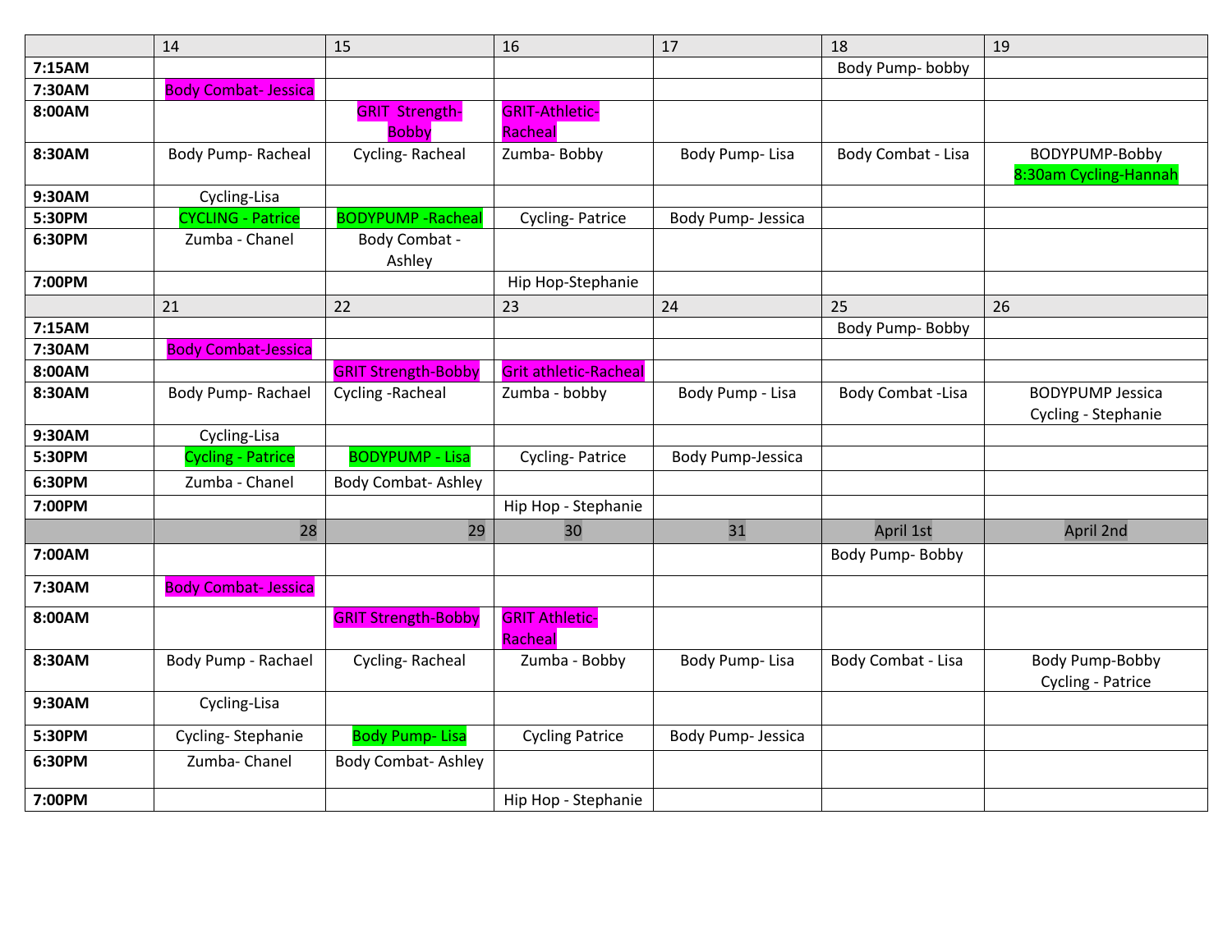| | 14 | 15 | 16 | 17 | 18 | 19 |
|---|---|---|---|---|---|---|
| **7:15AM** | | | | | Body Pump- bobby | |
| **7:30AM** | Body Combat- Jessica | | | | | |
| **8:00AM** | | GRIT Strength- Bobby | GRIT-Athletic- Racheal | | | |
| **8:30AM** | Body Pump- Racheal | Cycling- Racheal | Zumba- Bobby | Body Pump- Lisa | Body Combat - Lisa | BODYPUMP-Bobby 8:30am Cycling-Hannah |
| **9:30AM** | Cycling-Lisa | | | | | |
| **5:30PM** | CYCLING - Patrice | BODYPUMP -Racheal | Cycling- Patrice | Body Pump- Jessica | | |
| **6:30PM** | Zumba - Chanel | Body Combat - Ashley | | | | |
| **7:00PM** | | | Hip Hop-Stephanie | | | |
| | 21 | 22 | 23 | 24 | 25 | 26 |
| **7:15AM** | | | | | Body Pump- Bobby | |
| **7:30AM** | Body Combat-Jessica | | | | | |
| **8:00AM** | | GRIT Strength-Bobby | Grit athletic-Racheal | | | |
| **8:30AM** | Body Pump- Rachael | Cycling -Racheal | Zumba - bobby | Body Pump - Lisa | Body Combat -Lisa | BODYPUMP Jessica Cycling - Stephanie |
| **9:30AM** | Cycling-Lisa | | | | | |
| **5:30PM** | Cycling - Patrice | BODYPUMP - Lisa | Cycling- Patrice | Body Pump-Jessica | | |
| **6:30PM** | Zumba - Chanel | Body Combat- Ashley | | | | |
| **7:00PM** | | | Hip Hop - Stephanie | | | |
| | 28 | 29 | 30 | 31 | April 1st | April 2nd |
| **7:00AM** | | | | | Body Pump- Bobby | |
| **7:30AM** | Body Combat- Jessica | | | | | |
| **8:00AM** | | GRIT Strength-Bobby | GRIT Athletic- Racheal | | | |
| **8:30AM** | Body Pump - Rachael | Cycling- Racheal | Zumba - Bobby | Body Pump- Lisa | Body Combat - Lisa | Body Pump-Bobby Cycling - Patrice |
| **9:30AM** | Cycling-Lisa | | | | | |
| **5:30PM** | Cycling- Stephanie | Body Pump- Lisa | Cycling Patrice | Body Pump- Jessica | | |
| **6:30PM** | Zumba- Chanel | Body Combat- Ashley | | | | |
| **7:00PM** | | | Hip Hop - Stephanie | | | |